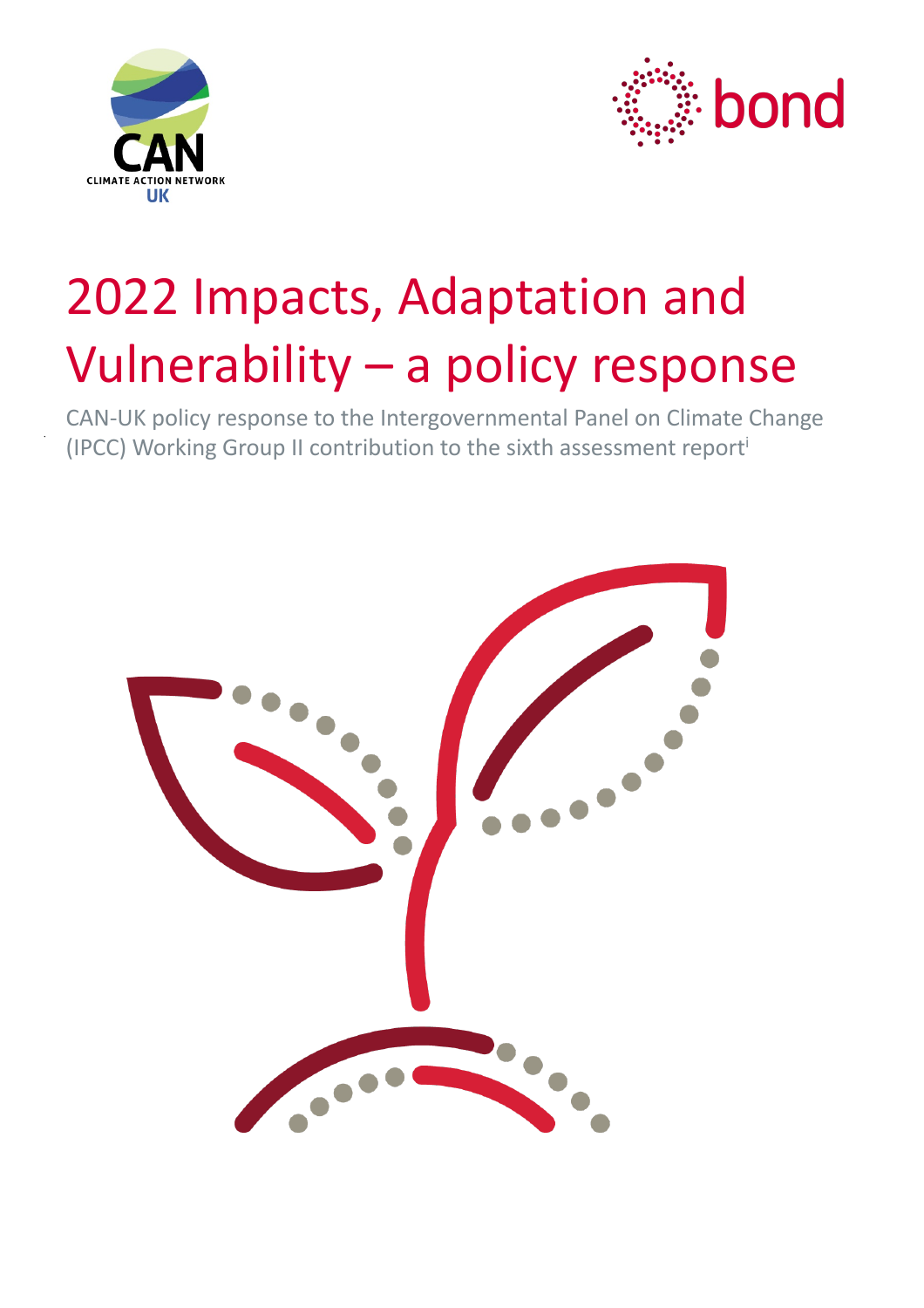# 2022 Impacts, Adaptation and Vulnerability – a policy response

CAN-UK policy response to the Intergovernmental Panel on Climate Change (IPCC) Working Group II contribution to the sixth assessment report[i]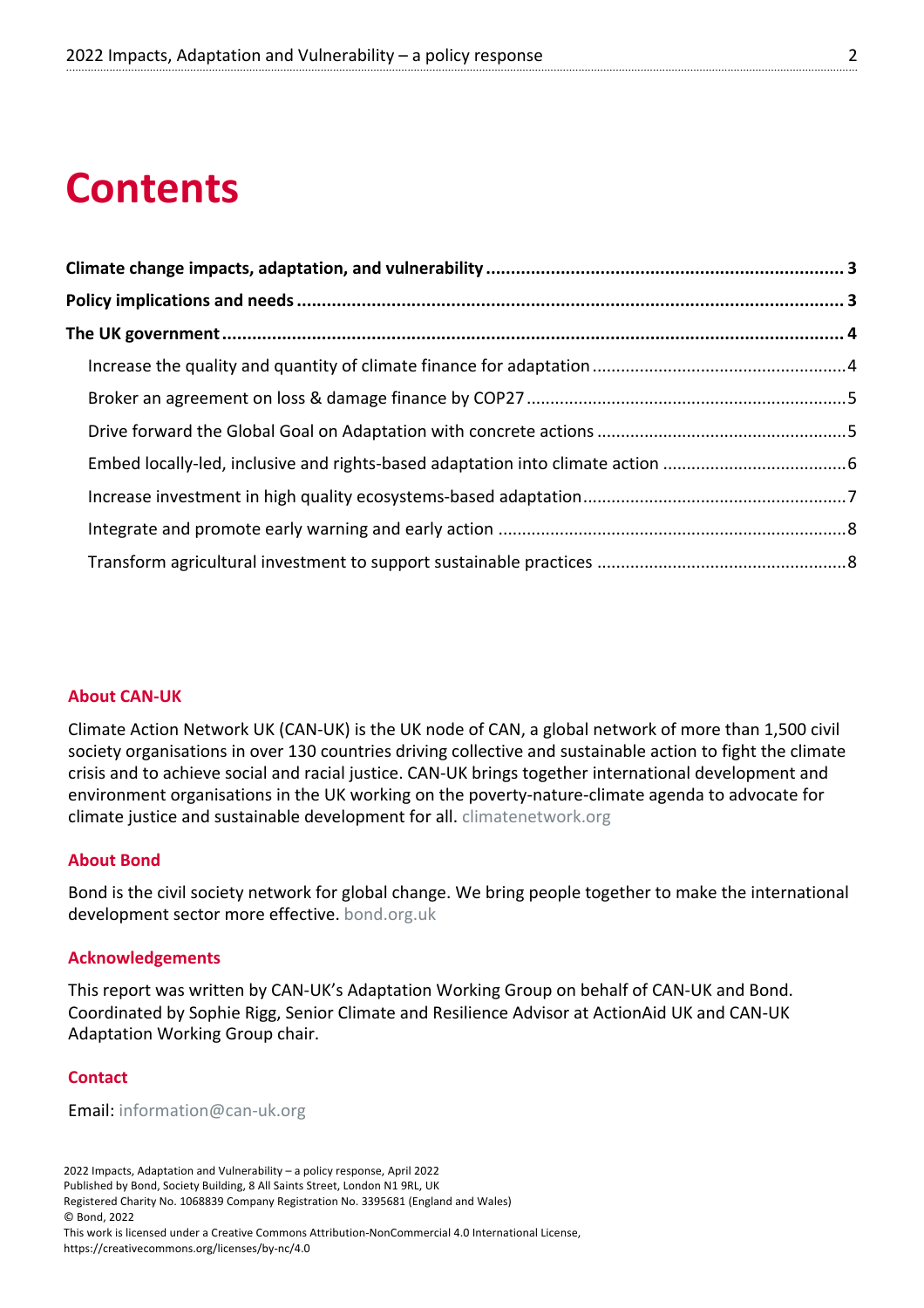# Contents

**Climate change impacts, adaptation, and vulnerability** ..... **3**

**Policy implications and needs** ..... **3**

**The UK government** ..... **4**

- Increase the quality and quantity of climate finance for adaptation ..... 4
- Broker an agreement on loss & damage finance by COP27 ..... 5
- Drive forward the Global Goal on Adaptation with concrete actions ..... 5
- Embed locally-led, inclusive and rights-based adaptation into climate action ..... 6
- Increase investment in high quality ecosystems-based adaptation ..... 7
- Integrate and promote early warning and early action ..... 8
- Transform agricultural investment to support sustainable practices ..... 8

## About CAN-UK

Climate Action Network UK (CAN-UK) is the UK node of CAN, a global network of more than 1,500 civil society organisations in over 130 countries driving collective and sustainable action to fight the climate crisis and to achieve social and racial justice. CAN-UK brings together international development and environment organisations in the UK working on the poverty-nature-climate agenda to advocate for climate justice and sustainable development for all. climatenetwork.org

## About Bond

Bond is the civil society network for global change. We bring people together to make the international development sector more effective. bond.org.uk

## Acknowledgements

This report was written by CAN-UK's Adaptation Working Group on behalf of CAN-UK and Bond. Coordinated by Sophie Rigg, Senior Climate and Resilience Advisor at ActionAid UK and CAN-UK Adaptation Working Group chair.

## Contact

Email: information@can-uk.org

2022 Impacts, Adaptation and Vulnerability – a policy response, April 2022
Published by Bond, Society Building, 8 All Saints Street, London N1 9RL, UK
Registered Charity No. 1068839 Company Registration No. 3395681 (England and Wales)
© Bond, 2022
This work is licensed under a Creative Commons Attribution-NonCommercial 4.0 International License, https://creativecommons.org/licenses/by-nc/4.0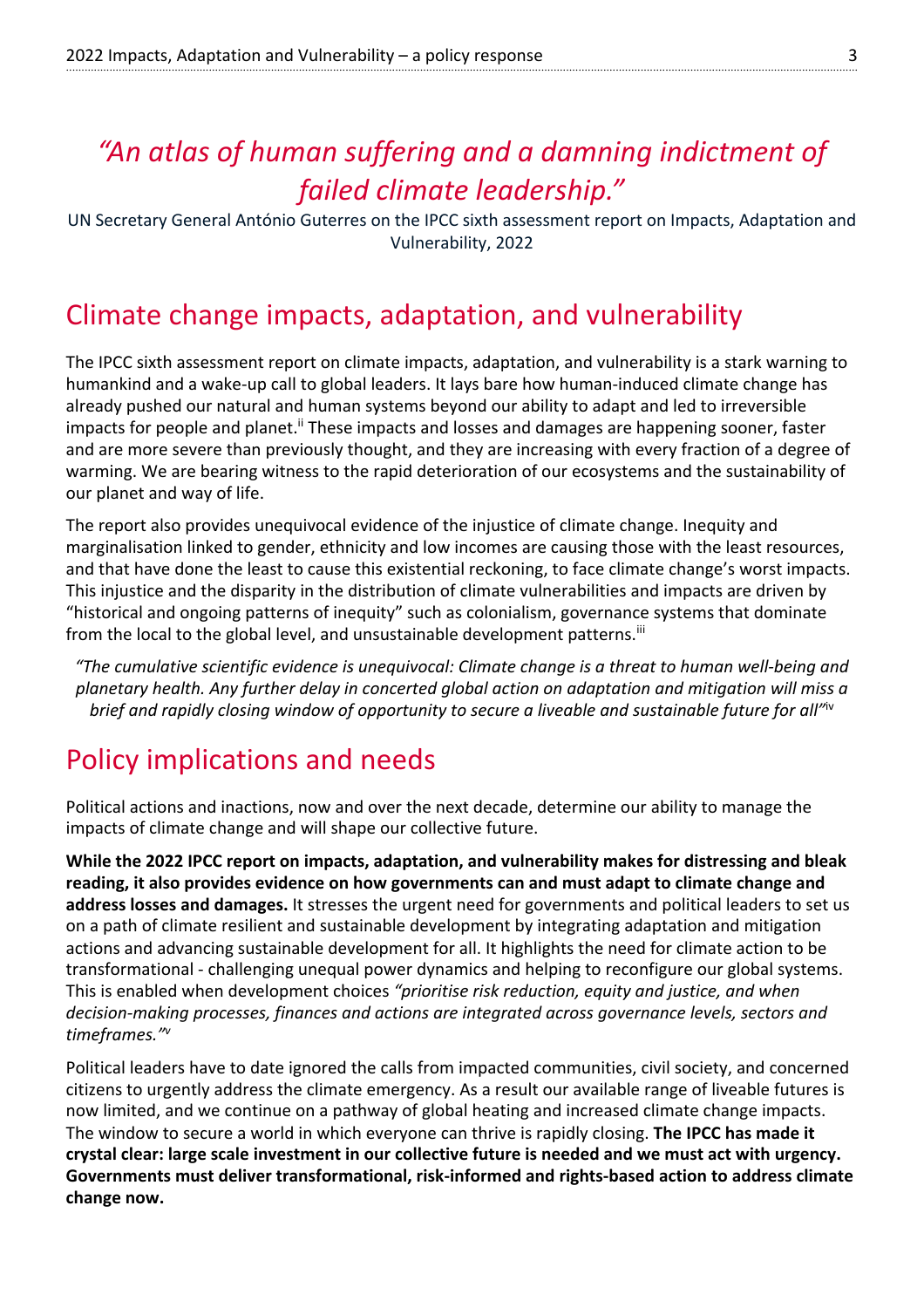*"An atlas of human suffering and a damning indictment of failed climate leadership."*

UN Secretary General António Guterres on the IPCC sixth assessment report on Impacts, Adaptation and Vulnerability, 2022

## Climate change impacts, adaptation, and vulnerability

The IPCC sixth assessment report on climate impacts, adaptation, and vulnerability is a stark warning to humankind and a wake-up call to global leaders. It lays bare how human-induced climate change has already pushed our natural and human systems beyond our ability to adapt and led to irreversible impacts for people and planet.[ii] These impacts and losses and damages are happening sooner, faster and are more severe than previously thought, and they are increasing with every fraction of a degree of warming. We are bearing witness to the rapid deterioration of our ecosystems and the sustainability of our planet and way of life.

The report also provides unequivocal evidence of the injustice of climate change. Inequity and marginalisation linked to gender, ethnicity and low incomes are causing those with the least resources, and that have done the least to cause this existential reckoning, to face climate change's worst impacts. This injustice and the disparity in the distribution of climate vulnerabilities and impacts are driven by "historical and ongoing patterns of inequity" such as colonialism, governance systems that dominate from the local to the global level, and unsustainable development patterns.[iii]

*"The cumulative scientific evidence is unequivocal: Climate change is a threat to human well-being and planetary health. Any further delay in concerted global action on adaptation and mitigation will miss a brief and rapidly closing window of opportunity to secure a liveable and sustainable future for all"*[iv]

## Policy implications and needs

Political actions and inactions, now and over the next decade, determine our ability to manage the impacts of climate change and will shape our collective future.

**While the 2022 IPCC report on impacts, adaptation, and vulnerability makes for distressing and bleak reading, it also provides evidence on how governments can and must adapt to climate change and address losses and damages.** It stresses the urgent need for governments and political leaders to set us on a path of climate resilient and sustainable development by integrating adaptation and mitigation actions and advancing sustainable development for all. It highlights the need for climate action to be transformational - challenging unequal power dynamics and helping to reconfigure our global systems. This is enabled when development choices *"prioritise risk reduction, equity and justice, and when decision-making processes, finances and actions are integrated across governance levels, sectors and timeframes."*[v]

Political leaders have to date ignored the calls from impacted communities, civil society, and concerned citizens to urgently address the climate emergency. As a result our available range of liveable futures is now limited, and we continue on a pathway of global heating and increased climate change impacts. The window to secure a world in which everyone can thrive is rapidly closing. **The IPCC has made it crystal clear: large scale investment in our collective future is needed and we must act with urgency. Governments must deliver transformational, risk-informed and rights-based action to address climate change now.**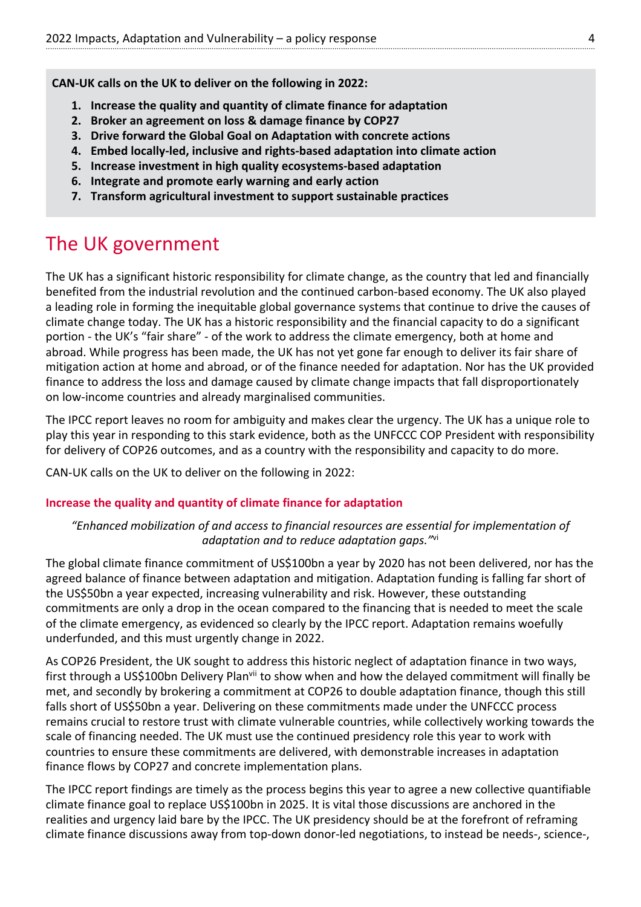**CAN-UK calls on the UK to deliver on the following in 2022:**

1. **Increase the quality and quantity of climate finance for adaptation**
2. **Broker an agreement on loss & damage finance by COP27**
3. **Drive forward the Global Goal on Adaptation with concrete actions**
4. **Embed locally-led, inclusive and rights-based adaptation into climate action**
5. **Increase investment in high quality ecosystems-based adaptation**
6. **Integrate and promote early warning and early action**
7. **Transform agricultural investment to support sustainable practices**

# The UK government

The UK has a significant historic responsibility for climate change, as the country that led and financially benefited from the industrial revolution and the continued carbon-based economy. The UK also played a leading role in forming the inequitable global governance systems that continue to drive the causes of climate change today. The UK has a historic responsibility and the financial capacity to do a significant portion - the UK's "fair share" - of the work to address the climate emergency, both at home and abroad. While progress has been made, the UK has not yet gone far enough to deliver its fair share of mitigation action at home and abroad, or of the finance needed for adaptation. Nor has the UK provided finance to address the loss and damage caused by climate change impacts that fall disproportionately on low-income countries and already marginalised communities.

The IPCC report leaves no room for ambiguity and makes clear the urgency. The UK has a unique role to play this year in responding to this stark evidence, both as the UNFCCC COP President with responsibility for delivery of COP26 outcomes, and as a country with the responsibility and capacity to do more.

CAN-UK calls on the UK to deliver on the following in 2022:

### Increase the quality and quantity of climate finance for adaptation

*"Enhanced mobilization of and access to financial resources are essential for implementation of adaptation and to reduce adaptation gaps."*[vi]

The global climate finance commitment of US$100bn a year by 2020 has not been delivered, nor has the agreed balance of finance between adaptation and mitigation. Adaptation funding is falling far short of the US$50bn a year expected, increasing vulnerability and risk. However, these outstanding commitments are only a drop in the ocean compared to the financing that is needed to meet the scale of the climate emergency, as evidenced so clearly by the IPCC report. Adaptation remains woefully underfunded, and this must urgently change in 2022.

As COP26 President, the UK sought to address this historic neglect of adaptation finance in two ways, first through a US$100bn Delivery Plan[vii] to show when and how the delayed commitment will finally be met, and secondly by brokering a commitment at COP26 to double adaptation finance, though this still falls short of US$50bn a year. Delivering on these commitments made under the UNFCCC process remains crucial to restore trust with climate vulnerable countries, while collectively working towards the scale of financing needed. The UK must use the continued presidency role this year to work with countries to ensure these commitments are delivered, with demonstrable increases in adaptation finance flows by COP27 and concrete implementation plans.

The IPCC report findings are timely as the process begins this year to agree a new collective quantifiable climate finance goal to replace US$100bn in 2025. It is vital those discussions are anchored in the realities and urgency laid bare by the IPCC. The UK presidency should be at the forefront of reframing climate finance discussions away from top-down donor-led negotiations, to instead be needs-, science-,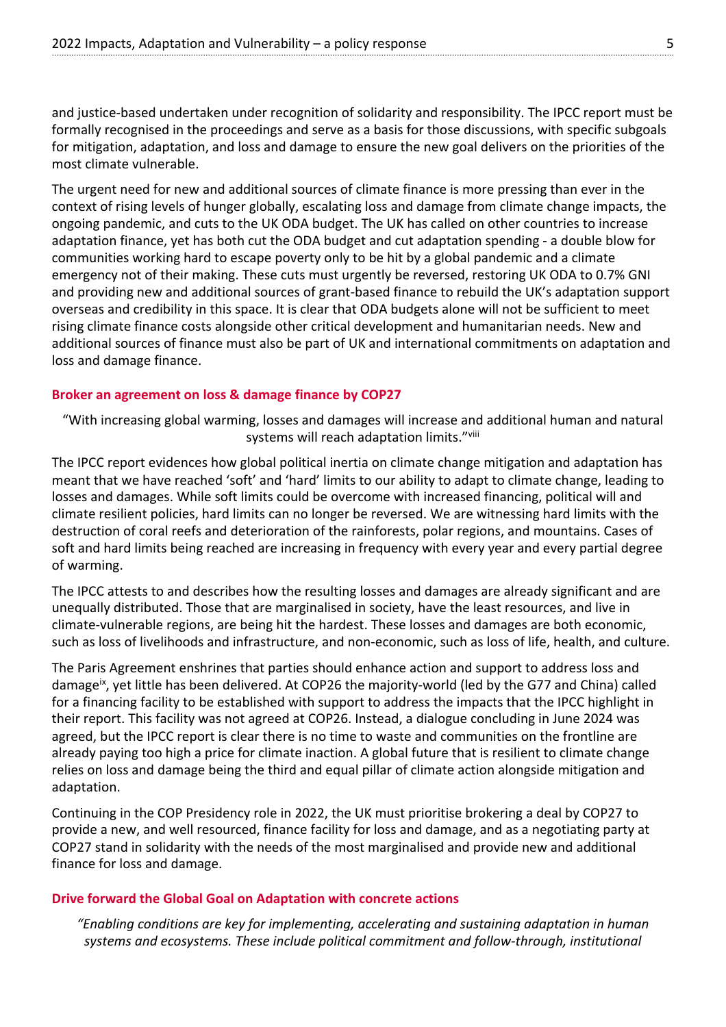and justice-based undertaken under recognition of solidarity and responsibility. The IPCC report must be formally recognised in the proceedings and serve as a basis for those discussions, with specific subgoals for mitigation, adaptation, and loss and damage to ensure the new goal delivers on the priorities of the most climate vulnerable.

The urgent need for new and additional sources of climate finance is more pressing than ever in the context of rising levels of hunger globally, escalating loss and damage from climate change impacts, the ongoing pandemic, and cuts to the UK ODA budget. The UK has called on other countries to increase adaptation finance, yet has both cut the ODA budget and cut adaptation spending - a double blow for communities working hard to escape poverty only to be hit by a global pandemic and a climate emergency not of their making. These cuts must urgently be reversed, restoring UK ODA to 0.7% GNI and providing new and additional sources of grant-based finance to rebuild the UK's adaptation support overseas and credibility in this space. It is clear that ODA budgets alone will not be sufficient to meet rising climate finance costs alongside other critical development and humanitarian needs. New and additional sources of finance must also be part of UK and international commitments on adaptation and loss and damage finance.

### Broker an agreement on loss & damage finance by COP27

"With increasing global warming, losses and damages will increase and additional human and natural systems will reach adaptation limits."[viii]

The IPCC report evidences how global political inertia on climate change mitigation and adaptation has meant that we have reached 'soft' and 'hard' limits to our ability to adapt to climate change, leading to losses and damages. While soft limits could be overcome with increased financing, political will and climate resilient policies, hard limits can no longer be reversed. We are witnessing hard limits with the destruction of coral reefs and deterioration of the rainforests, polar regions, and mountains. Cases of soft and hard limits being reached are increasing in frequency with every year and every partial degree of warming.

The IPCC attests to and describes how the resulting losses and damages are already significant and are unequally distributed. Those that are marginalised in society, have the least resources, and live in climate-vulnerable regions, are being hit the hardest. These losses and damages are both economic, such as loss of livelihoods and infrastructure, and non-economic, such as loss of life, health, and culture.

The Paris Agreement enshrines that parties should enhance action and support to address loss and damage[ix], yet little has been delivered. At COP26 the majority-world (led by the G77 and China) called for a financing facility to be established with support to address the impacts that the IPCC highlight in their report. This facility was not agreed at COP26. Instead, a dialogue concluding in June 2024 was agreed, but the IPCC report is clear there is no time to waste and communities on the frontline are already paying too high a price for climate inaction. A global future that is resilient to climate change relies on loss and damage being the third and equal pillar of climate action alongside mitigation and adaptation.

Continuing in the COP Presidency role in 2022, the UK must prioritise brokering a deal by COP27 to provide a new, and well resourced, finance facility for loss and damage, and as a negotiating party at COP27 stand in solidarity with the needs of the most marginalised and provide new and additional finance for loss and damage.

### Drive forward the Global Goal on Adaptation with concrete actions

*"Enabling conditions are key for implementing, accelerating and sustaining adaptation in human systems and ecosystems. These include political commitment and follow-through, institutional*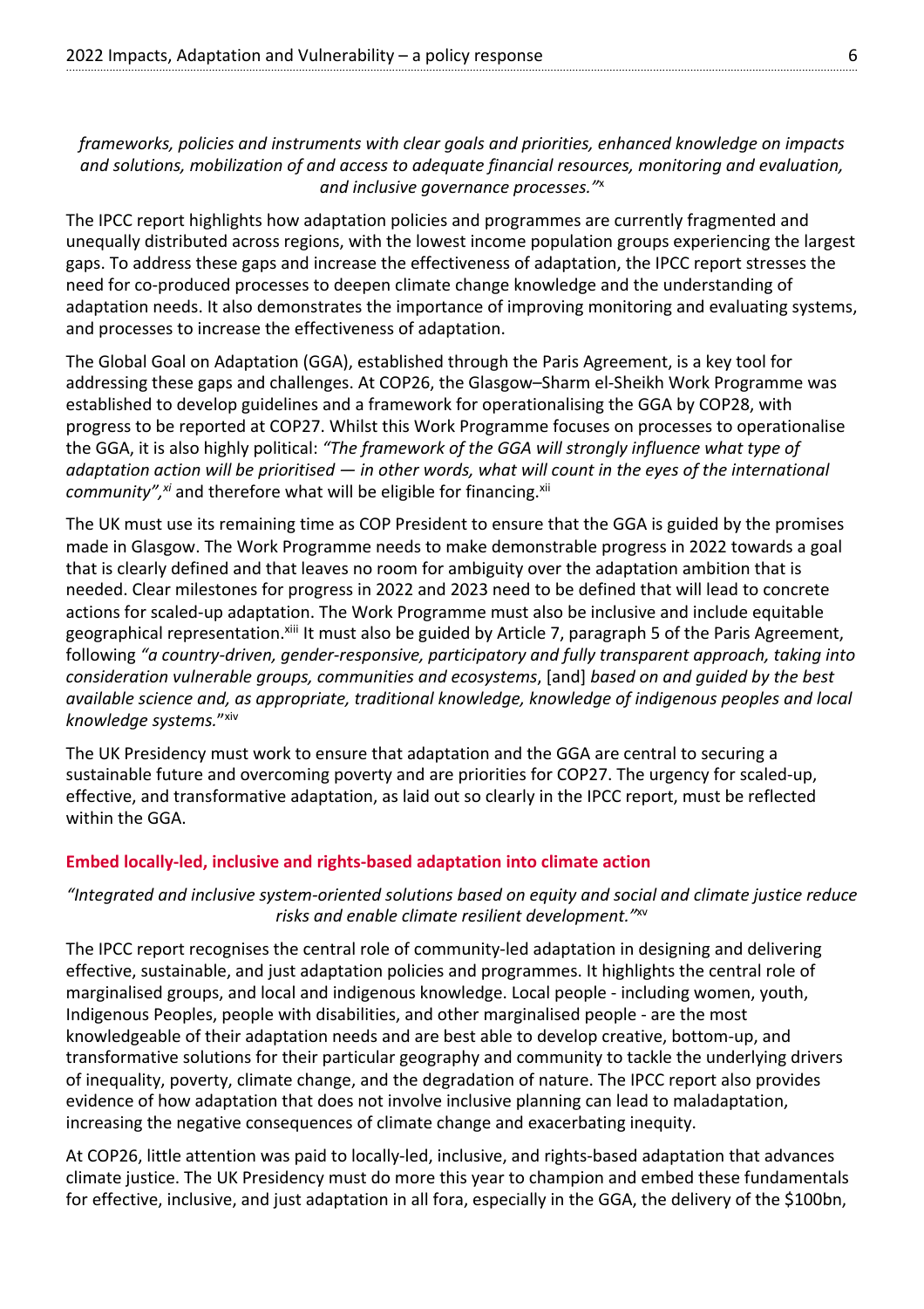*frameworks, policies and instruments with clear goals and priorities, enhanced knowledge on impacts and solutions, mobilization of and access to adequate financial resources, monitoring and evaluation, and inclusive governance processes."*[x]

The IPCC report highlights how adaptation policies and programmes are currently fragmented and unequally distributed across regions, with the lowest income population groups experiencing the largest gaps. To address these gaps and increase the effectiveness of adaptation, the IPCC report stresses the need for co-produced processes to deepen climate change knowledge and the understanding of adaptation needs. It also demonstrates the importance of improving monitoring and evaluating systems, and processes to increase the effectiveness of adaptation.

The Global Goal on Adaptation (GGA), established through the Paris Agreement, is a key tool for addressing these gaps and challenges. At COP26, the Glasgow–Sharm el-Sheikh Work Programme was established to develop guidelines and a framework for operationalising the GGA by COP28, with progress to be reported at COP27. Whilst this Work Programme focuses on processes to operationalise the GGA, it is also highly political: *"The framework of the GGA will strongly influence what type of adaptation action will be prioritised — in other words, what will count in the eyes of the international community",*[xi] and therefore what will be eligible for financing.[xii]

The UK must use its remaining time as COP President to ensure that the GGA is guided by the promises made in Glasgow. The Work Programme needs to make demonstrable progress in 2022 towards a goal that is clearly defined and that leaves no room for ambiguity over the adaptation ambition that is needed. Clear milestones for progress in 2022 and 2023 need to be defined that will lead to concrete actions for scaled-up adaptation. The Work Programme must also be inclusive and include equitable geographical representation.[xiii] It must also be guided by Article 7, paragraph 5 of the Paris Agreement, following *"a country-driven, gender-responsive, participatory and fully transparent approach, taking into consideration vulnerable groups, communities and ecosystems*, [and] *based on and guided by the best available science and, as appropriate, traditional knowledge, knowledge of indigenous peoples and local knowledge systems.*"[xiv]

The UK Presidency must work to ensure that adaptation and the GGA are central to securing a sustainable future and overcoming poverty and are priorities for COP27. The urgency for scaled-up, effective, and transformative adaptation, as laid out so clearly in the IPCC report, must be reflected within the GGA.

### Embed locally-led, inclusive and rights-based adaptation into climate action

*"Integrated and inclusive system-oriented solutions based on equity and social and climate justice reduce risks and enable climate resilient development."*[xv]

The IPCC report recognises the central role of community-led adaptation in designing and delivering effective, sustainable, and just adaptation policies and programmes. It highlights the central role of marginalised groups, and local and indigenous knowledge. Local people - including women, youth, Indigenous Peoples, people with disabilities, and other marginalised people - are the most knowledgeable of their adaptation needs and are best able to develop creative, bottom-up, and transformative solutions for their particular geography and community to tackle the underlying drivers of inequality, poverty, climate change, and the degradation of nature. The IPCC report also provides evidence of how adaptation that does not involve inclusive planning can lead to maladaptation, increasing the negative consequences of climate change and exacerbating inequity.

At COP26, little attention was paid to locally-led, inclusive, and rights-based adaptation that advances climate justice. The UK Presidency must do more this year to champion and embed these fundamentals for effective, inclusive, and just adaptation in all fora, especially in the GGA, the delivery of the $100bn,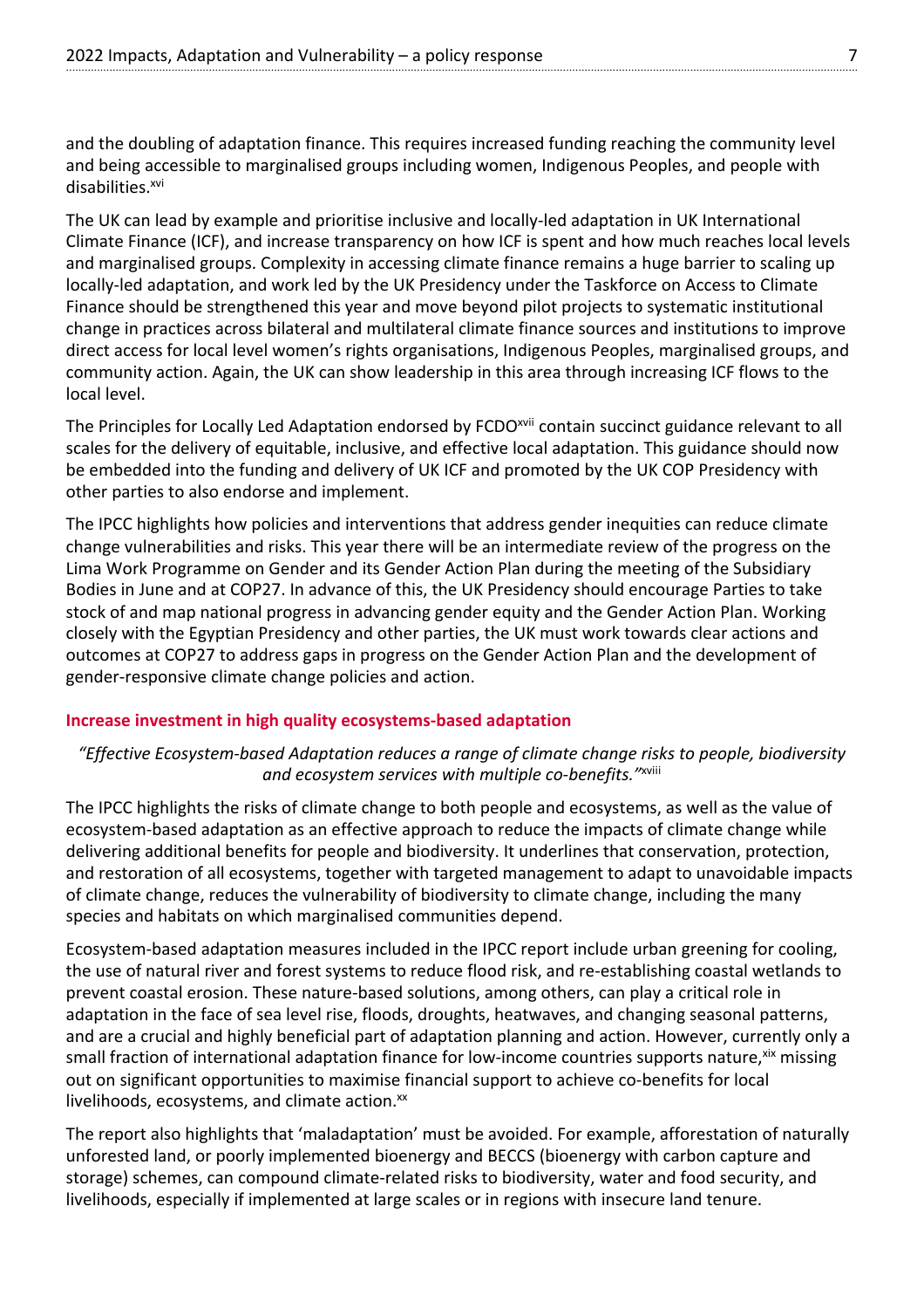and the doubling of adaptation finance. This requires increased funding reaching the community level and being accessible to marginalised groups including women, Indigenous Peoples, and people with disabilities.[xvi]

The UK can lead by example and prioritise inclusive and locally-led adaptation in UK International Climate Finance (ICF), and increase transparency on how ICF is spent and how much reaches local levels and marginalised groups. Complexity in accessing climate finance remains a huge barrier to scaling up locally-led adaptation, and work led by the UK Presidency under the Taskforce on Access to Climate Finance should be strengthened this year and move beyond pilot projects to systematic institutional change in practices across bilateral and multilateral climate finance sources and institutions to improve direct access for local level women's rights organisations, Indigenous Peoples, marginalised groups, and community action. Again, the UK can show leadership in this area through increasing ICF flows to the local level.

The Principles for Locally Led Adaptation endorsed by FCDO[xvii] contain succinct guidance relevant to all scales for the delivery of equitable, inclusive, and effective local adaptation. This guidance should now be embedded into the funding and delivery of UK ICF and promoted by the UK COP Presidency with other parties to also endorse and implement.

The IPCC highlights how policies and interventions that address gender inequities can reduce climate change vulnerabilities and risks. This year there will be an intermediate review of the progress on the Lima Work Programme on Gender and its Gender Action Plan during the meeting of the Subsidiary Bodies in June and at COP27. In advance of this, the UK Presidency should encourage Parties to take stock of and map national progress in advancing gender equity and the Gender Action Plan. Working closely with the Egyptian Presidency and other parties, the UK must work towards clear actions and outcomes at COP27 to address gaps in progress on the Gender Action Plan and the development of gender-responsive climate change policies and action.

### Increase investment in high quality ecosystems-based adaptation

*"Effective Ecosystem-based Adaptation reduces a range of climate change risks to people, biodiversity and ecosystem services with multiple co-benefits."*[xviii]

The IPCC highlights the risks of climate change to both people and ecosystems, as well as the value of ecosystem-based adaptation as an effective approach to reduce the impacts of climate change while delivering additional benefits for people and biodiversity. It underlines that conservation, protection, and restoration of all ecosystems, together with targeted management to adapt to unavoidable impacts of climate change, reduces the vulnerability of biodiversity to climate change, including the many species and habitats on which marginalised communities depend.

Ecosystem-based adaptation measures included in the IPCC report include urban greening for cooling, the use of natural river and forest systems to reduce flood risk, and re-establishing coastal wetlands to prevent coastal erosion. These nature-based solutions, among others, can play a critical role in adaptation in the face of sea level rise, floods, droughts, heatwaves, and changing seasonal patterns, and are a crucial and highly beneficial part of adaptation planning and action. However, currently only a small fraction of international adaptation finance for low-income countries supports nature,[xix] missing out on significant opportunities to maximise financial support to achieve co-benefits for local livelihoods, ecosystems, and climate action.[xx]

The report also highlights that 'maladaptation' must be avoided. For example, afforestation of naturally unforested land, or poorly implemented bioenergy and BECCS (bioenergy with carbon capture and storage) schemes, can compound climate-related risks to biodiversity, water and food security, and livelihoods, especially if implemented at large scales or in regions with insecure land tenure.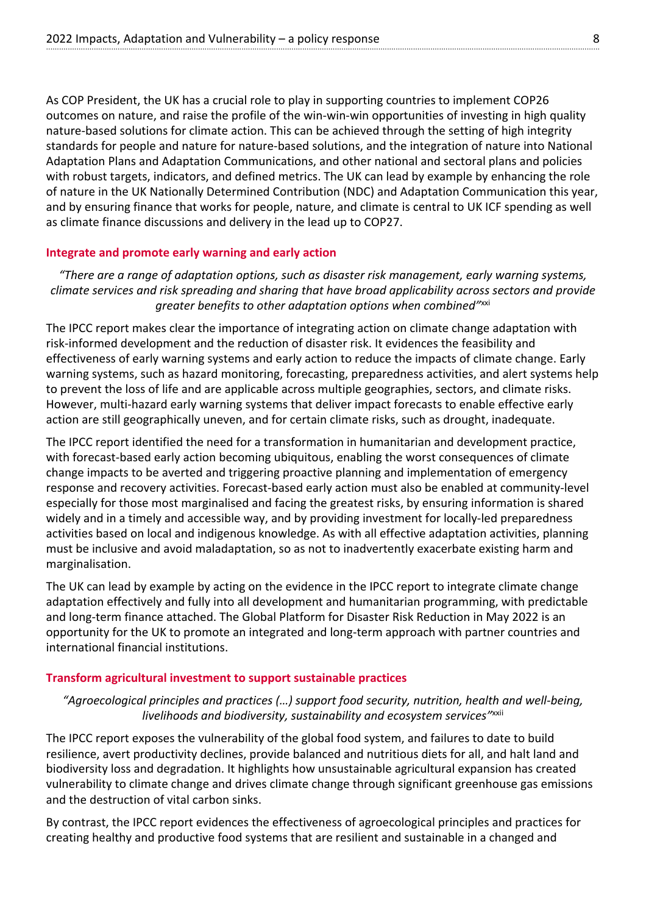As COP President, the UK has a crucial role to play in supporting countries to implement COP26 outcomes on nature, and raise the profile of the win-win-win opportunities of investing in high quality nature-based solutions for climate action. This can be achieved through the setting of high integrity standards for people and nature for nature-based solutions, and the integration of nature into National Adaptation Plans and Adaptation Communications, and other national and sectoral plans and policies with robust targets, indicators, and defined metrics. The UK can lead by example by enhancing the role of nature in the UK Nationally Determined Contribution (NDC) and Adaptation Communication this year, and by ensuring finance that works for people, nature, and climate is central to UK ICF spending as well as climate finance discussions and delivery in the lead up to COP27.

### Integrate and promote early warning and early action

*"There are a range of adaptation options, such as disaster risk management, early warning systems, climate services and risk spreading and sharing that have broad applicability across sectors and provide greater benefits to other adaptation options when combined"*[xxi]

The IPCC report makes clear the importance of integrating action on climate change adaptation with risk-informed development and the reduction of disaster risk. It evidences the feasibility and effectiveness of early warning systems and early action to reduce the impacts of climate change. Early warning systems, such as hazard monitoring, forecasting, preparedness activities, and alert systems help to prevent the loss of life and are applicable across multiple geographies, sectors, and climate risks. However, multi-hazard early warning systems that deliver impact forecasts to enable effective early action are still geographically uneven, and for certain climate risks, such as drought, inadequate.

The IPCC report identified the need for a transformation in humanitarian and development practice, with forecast-based early action becoming ubiquitous, enabling the worst consequences of climate change impacts to be averted and triggering proactive planning and implementation of emergency response and recovery activities. Forecast-based early action must also be enabled at community-level especially for those most marginalised and facing the greatest risks, by ensuring information is shared widely and in a timely and accessible way, and by providing investment for locally-led preparedness activities based on local and indigenous knowledge. As with all effective adaptation activities, planning must be inclusive and avoid maladaptation, so as not to inadvertently exacerbate existing harm and marginalisation.

The UK can lead by example by acting on the evidence in the IPCC report to integrate climate change adaptation effectively and fully into all development and humanitarian programming, with predictable and long-term finance attached. The Global Platform for Disaster Risk Reduction in May 2022 is an opportunity for the UK to promote an integrated and long-term approach with partner countries and international financial institutions.

### Transform agricultural investment to support sustainable practices

*"Agroecological principles and practices (…) support food security, nutrition, health and well-being, livelihoods and biodiversity, sustainability and ecosystem services"*[xxii]

The IPCC report exposes the vulnerability of the global food system, and failures to date to build resilience, avert productivity declines, provide balanced and nutritious diets for all, and halt land and biodiversity loss and degradation. It highlights how unsustainable agricultural expansion has created vulnerability to climate change and drives climate change through significant greenhouse gas emissions and the destruction of vital carbon sinks.

By contrast, the IPCC report evidences the effectiveness of agroecological principles and practices for creating healthy and productive food systems that are resilient and sustainable in a changed and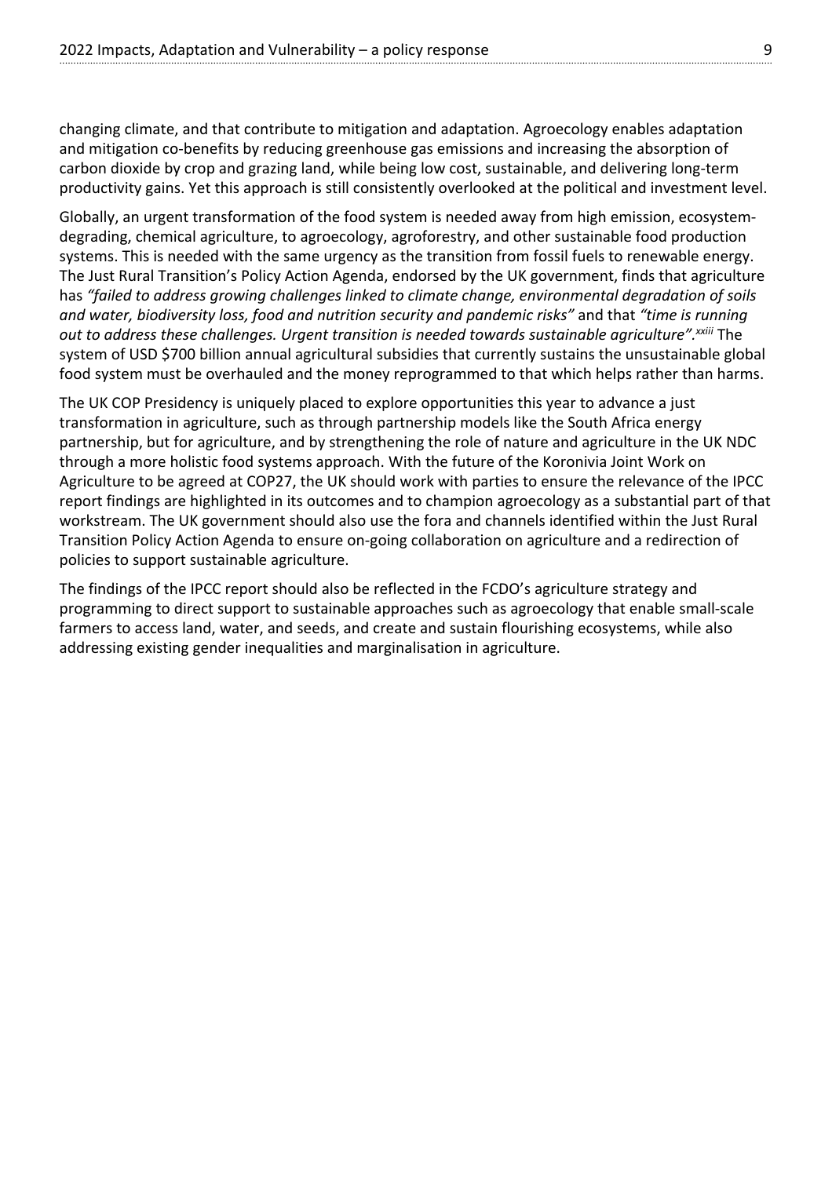changing climate, and that contribute to mitigation and adaptation. Agroecology enables adaptation and mitigation co-benefits by reducing greenhouse gas emissions and increasing the absorption of carbon dioxide by crop and grazing land, while being low cost, sustainable, and delivering long-term productivity gains. Yet this approach is still consistently overlooked at the political and investment level.

Globally, an urgent transformation of the food system is needed away from high emission, ecosystem-degrading, chemical agriculture, to agroecology, agroforestry, and other sustainable food production systems. This is needed with the same urgency as the transition from fossil fuels to renewable energy. The Just Rural Transition's Policy Action Agenda, endorsed by the UK government, finds that agriculture has *"failed to address growing challenges linked to climate change, environmental degradation of soils and water, biodiversity loss, food and nutrition security and pandemic risks"* and that *"time is running out to address these challenges. Urgent transition is needed towards sustainable agriculture".*[xxiii] The system of USD $700 billion annual agricultural subsidies that currently sustains the unsustainable global food system must be overhauled and the money reprogrammed to that which helps rather than harms.

The UK COP Presidency is uniquely placed to explore opportunities this year to advance a just transformation in agriculture, such as through partnership models like the South Africa energy partnership, but for agriculture, and by strengthening the role of nature and agriculture in the UK NDC through a more holistic food systems approach. With the future of the Koronivia Joint Work on Agriculture to be agreed at COP27, the UK should work with parties to ensure the relevance of the IPCC report findings are highlighted in its outcomes and to champion agroecology as a substantial part of that workstream. The UK government should also use the fora and channels identified within the Just Rural Transition Policy Action Agenda to ensure on-going collaboration on agriculture and a redirection of policies to support sustainable agriculture.

The findings of the IPCC report should also be reflected in the FCDO's agriculture strategy and programming to direct support to sustainable approaches such as agroecology that enable small-scale farmers to access land, water, and seeds, and create and sustain flourishing ecosystems, while also addressing existing gender inequalities and marginalisation in agriculture.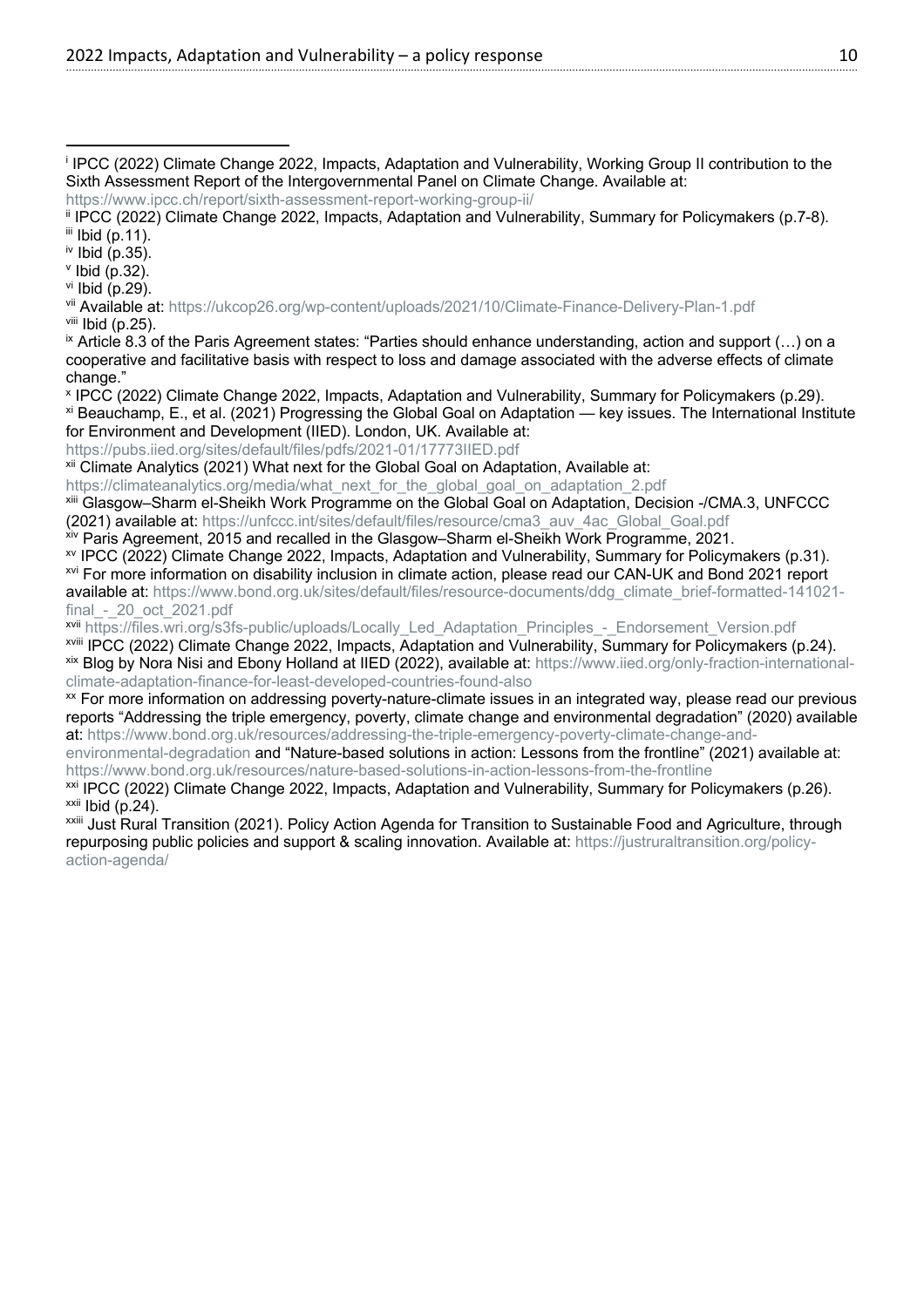[i] IPCC (2022) Climate Change 2022, Impacts, Adaptation and Vulnerability, Working Group II contribution to the Sixth Assessment Report of the Intergovernmental Panel on Climate Change. Available at: https://www.ipcc.ch/report/sixth-assessment-report-working-group-ii/

[ii] IPCC (2022) Climate Change 2022, Impacts, Adaptation and Vulnerability, Summary for Policymakers (p.7-8).

[iii] Ibid (p.11).

[iv] Ibid (p.35).

[v] Ibid (p.32).

[vi] Ibid (p.29).

[vii] Available at: https://ukcop26.org/wp-content/uploads/2021/10/Climate-Finance-Delivery-Plan-1.pdf

[viii] Ibid (p.25).

[ix] Article 8.3 of the Paris Agreement states: "Parties should enhance understanding, action and support (…) on a cooperative and facilitative basis with respect to loss and damage associated with the adverse effects of climate change."

[x] IPCC (2022) Climate Change 2022, Impacts, Adaptation and Vulnerability, Summary for Policymakers (p.29).

[xi] Beauchamp, E., et al. (2021) Progressing the Global Goal on Adaptation — key issues. The International Institute for Environment and Development (IIED). London, UK. Available at: https://pubs.iied.org/sites/default/files/pdfs/2021-01/17773IIED.pdf

[xii] Climate Analytics (2021) What next for the Global Goal on Adaptation, Available at: https://climateanalytics.org/media/what_next_for_the_global_goal_on_adaptation_2.pdf

[xiii] Glasgow–Sharm el-Sheikh Work Programme on the Global Goal on Adaptation, Decision -/CMA.3, UNFCCC (2021) available at: https://unfccc.int/sites/default/files/resource/cma3_auv_4ac_Global_Goal.pdf

[xiv] Paris Agreement, 2015 and recalled in the Glasgow–Sharm el-Sheikh Work Programme, 2021.

[xv] IPCC (2022) Climate Change 2022, Impacts, Adaptation and Vulnerability, Summary for Policymakers (p.31).

[xvi] For more information on disability inclusion in climate action, please read our CAN-UK and Bond 2021 report available at: https://www.bond.org.uk/sites/default/files/resource-documents/ddg_climate_brief-formatted-141021-final_-_20_oct_2021.pdf

[xvii] https://files.wri.org/s3fs-public/uploads/Locally_Led_Adaptation_Principles_-_Endorsement_Version.pdf

[xviii] IPCC (2022) Climate Change 2022, Impacts, Adaptation and Vulnerability, Summary for Policymakers (p.24).

[xix] Blog by Nora Nisi and Ebony Holland at IIED (2022), available at: https://www.iied.org/only-fraction-international-climate-adaptation-finance-for-least-developed-countries-found-also

[xx] For more information on addressing poverty-nature-climate issues in an integrated way, please read our previous reports "Addressing the triple emergency, poverty, climate change and environmental degradation" (2020) available at: https://www.bond.org.uk/resources/addressing-the-triple-emergency-poverty-climate-change-and-environmental-degradation and "Nature-based solutions in action: Lessons from the frontline" (2021) available at: https://www.bond.org.uk/resources/nature-based-solutions-in-action-lessons-from-the-frontline

[xxi] IPCC (2022) Climate Change 2022, Impacts, Adaptation and Vulnerability, Summary for Policymakers (p.26).

[xxii] Ibid (p.24).

[xxiii] Just Rural Transition (2021). Policy Action Agenda for Transition to Sustainable Food and Agriculture, through repurposing public policies and support & scaling innovation. Available at: https://justruraltransition.org/policy-action-agenda/